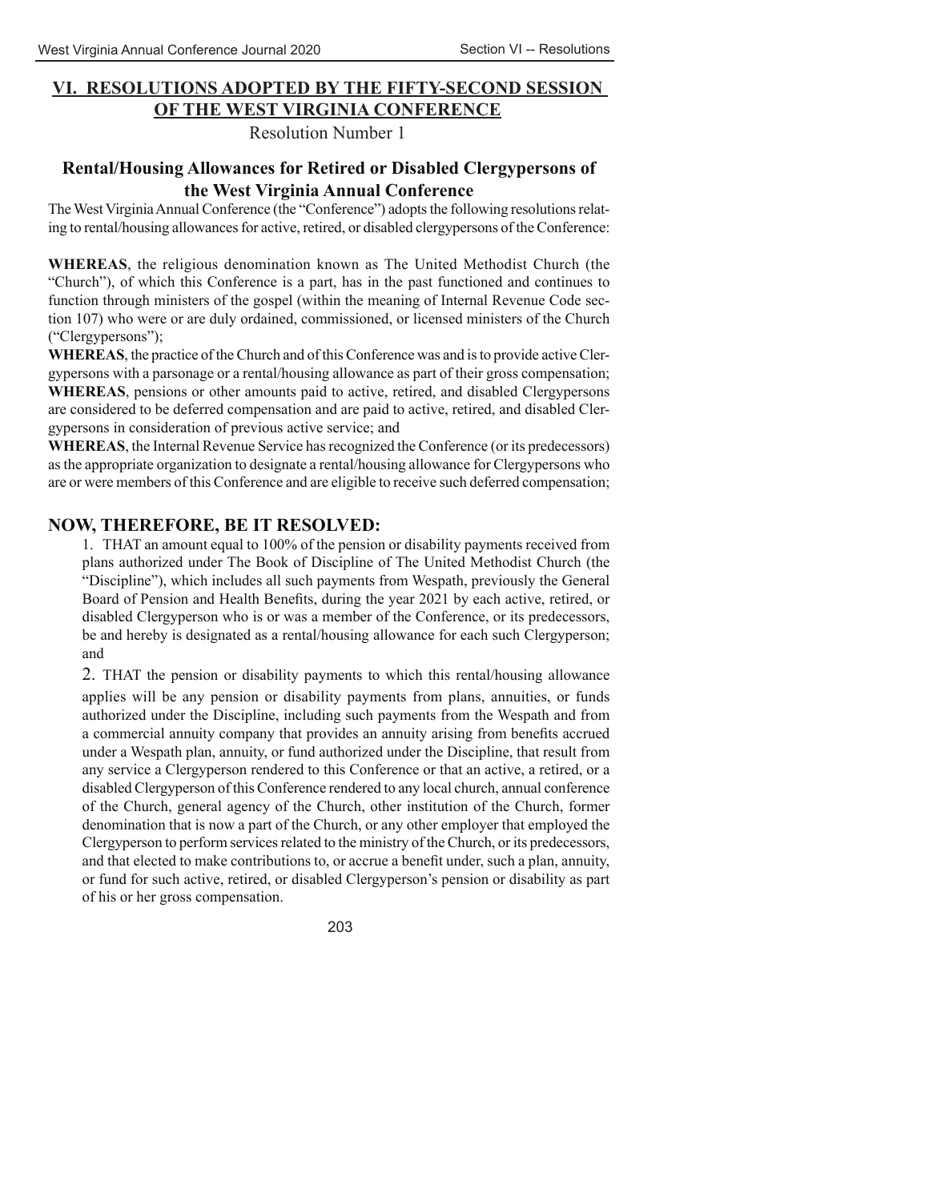## VI. RESOLUTIONS ADOPTED BY THE FIFTY-SECOND SESSION OF THE WEST VIRGINIA CONFERENCE

Resolution Number 1

### Rental/Housing Allowances for Retired or Disabled Clergypersons of the West Virginia Annual Conference

The West Virginia Annual Conference (the "Conference") adopts the following resolutions relating to rental/housing allowances for active, retired, or disabled clergypersons of the Conference:

**WHEREAS**, the religious denomination known as The United Methodist Church (the "Church"), of which this Conference is a part, has in the past functioned and continues to function through ministers of the gospel (within the meaning of Internal Revenue Code section 107) who were or are duly ordained, commissioned, or licensed ministers of the Church ("Clergypersons");

**WHEREAS**, the practice of the Church and of this Conference was and is to provide active Clergypersons with a parsonage or a rental/housing allowance as part of their gross compensation;

**WHEREAS**, pensions or other amounts paid to active, retired, and disabled Clergypersons are considered to be deferred compensation and are paid to active, retired, and disabled Clergypersons in consideration of previous active service; and

**WHEREAS**, the Internal Revenue Service has recognized the Conference (or its predecessors) as the appropriate organization to designate a rental/housing allowance for Clergypersons who are or were members of this Conference and are eligible to receive such deferred compensation;

### NOW, THEREFORE, BE IT RESOLVED:

1. THAT an amount equal to 100% of the pension or disability payments received from plans authorized under The Book of Discipline of The United Methodist Church (the "Discipline"), which includes all such payments from Wespath, previously the General Board of Pension and Health Benefits, during the year 2021 by each active, retired, or disabled Clergyperson who is or was a member of the Conference, or its predecessors, be and hereby is designated as a rental/housing allowance for each such Clergyperson; and

2. THAT the pension or disability payments to which this rental/housing allowance applies will be any pension or disability payments from plans, annuities, or funds authorized under the Discipline, including such payments from the Wespath and from a commercial annuity company that provides an annuity arising from benefits accrued under a Wespath plan, annuity, or fund authorized under the Discipline, that result from any service a Clergyperson rendered to this Conference or that an active, a retired, or a disabled Clergyperson of this Conference rendered to any local church, annual conference of the Church, general agency of the Church, other institution of the Church, former denomination that is now a part of the Church, or any other employer that employed the Clergyperson to perform services related to the ministry of the Church, or its predecessors, and that elected to make contributions to, or accrue a benefit under, such a plan, annuity, or fund for such active, retired, or disabled Clergyperson's pension or disability as part of his or her gross compensation.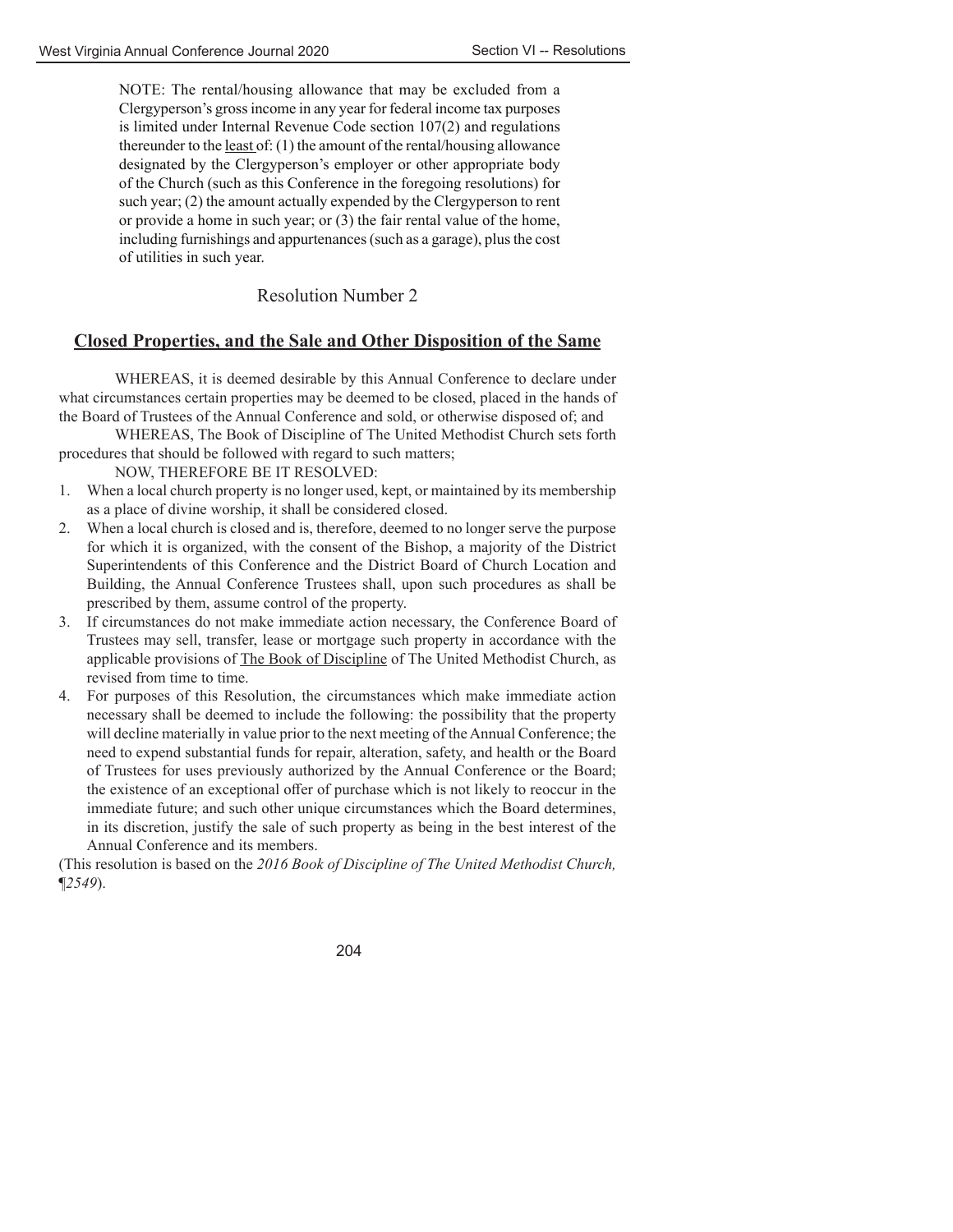NOTE: The rental/housing allowance that may be excluded from a Clergyperson's gross income in any year for federal income tax purposes is limited under Internal Revenue Code section 107(2) and regulations thereunder to the least of: (1) the amount of the rental/housing allowance designated by the Clergyperson's employer or other appropriate body of the Church (such as this Conference in the foregoing resolutions) for such year; (2) the amount actually expended by the Clergyperson to rent or provide a home in such year; or (3) the fair rental value of the home, including furnishings and appurtenances (such as a garage), plus the cost of utilities in such year.

Resolution Number 2

## Closed Properties, and the Sale and Other Disposition of the Same

WHEREAS, it is deemed desirable by this Annual Conference to declare under what circumstances certain properties may be deemed to be closed, placed in the hands of the Board of Trustees of the Annual Conference and sold, or otherwise disposed of; and

WHEREAS, The Book of Discipline of The United Methodist Church sets forth procedures that should be followed with regard to such matters;

NOW, THEREFORE BE IT RESOLVED:

1. When a local church property is no longer used, kept, or maintained by its membership as a place of divine worship, it shall be considered closed.
2. When a local church is closed and is, therefore, deemed to no longer serve the purpose for which it is organized, with the consent of the Bishop, a majority of the District Superintendents of this Conference and the District Board of Church Location and Building, the Annual Conference Trustees shall, upon such procedures as shall be prescribed by them, assume control of the property.
3. If circumstances do not make immediate action necessary, the Conference Board of Trustees may sell, transfer, lease or mortgage such property in accordance with the applicable provisions of The Book of Discipline of The United Methodist Church, as revised from time to time.
4. For purposes of this Resolution, the circumstances which make immediate action necessary shall be deemed to include the following: the possibility that the property will decline materially in value prior to the next meeting of the Annual Conference; the need to expend substantial funds for repair, alteration, safety, and health or the Board of Trustees for uses previously authorized by the Annual Conference or the Board; the existence of an exceptional offer of purchase which is not likely to reoccur in the immediate future; and such other unique circumstances which the Board determines, in its discretion, justify the sale of such property as being in the best interest of the Annual Conference and its members.

(This resolution is based on the *2016 Book of Discipline of The United Methodist Church, ¶2549*).